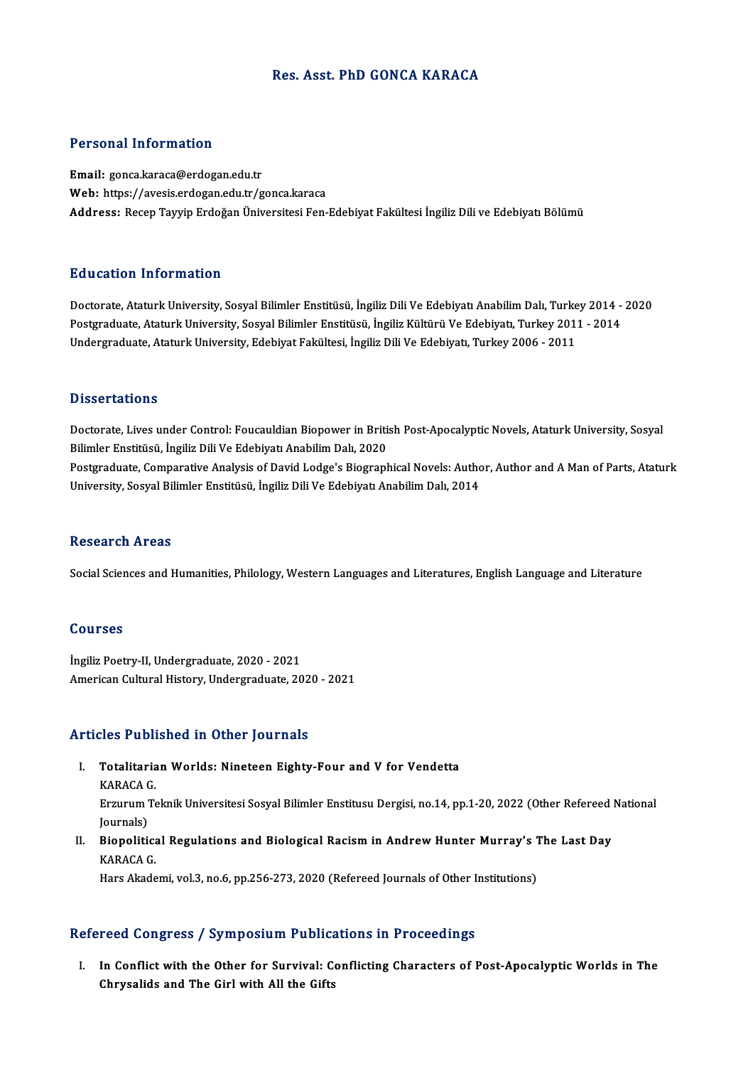# Res. Asst. PhD GONCA KARACA

## Personal Information

**Email:** gonca.karaca@erdogan.edu.tr
**Web:** https://avesis.erdogan.edu.tr/gonca.karaca
**Address:** Recep Tayyip Erdoğan Üniversitesi Fen-Edebiyat Fakültesi İngiliz Dili ve Edebiyatı Bölümü

## Education Information

Doctorate, Ataturk University, Sosyal Bilimler Enstitüsü, İngiliz Dili Ve Edebiyatı Anabilim Dalı, Turkey 2014 - 2020
Postgraduate, Ataturk University, Sosyal Bilimler Enstitüsü, İngiliz Kültürü Ve Edebiyatı, Turkey 2011 - 2014
Undergraduate, Ataturk University, Edebiyat Fakültesi, İngiliz Dili Ve Edebiyatı, Turkey 2006 - 2011

## Dissertations

Doctorate, Lives under Control: Foucauldian Biopower in British Post-Apocalyptic Novels, Ataturk University, Sosyal Bilimler Enstitüsü, İngiliz Dili Ve Edebiyatı Anabilim Dalı, 2020
Postgraduate, Comparative Analysis of David Lodge's Biographical Novels: Author, Author and A Man of Parts, Ataturk University, Sosyal Bilimler Enstitüsü, İngiliz Dili Ve Edebiyatı Anabilim Dalı, 2014

## Research Areas

Social Sciences and Humanities, Philology, Western Languages and Literatures, English Language and Literature

## Courses

İngiliz Poetry-II, Undergraduate, 2020 - 2021
American Cultural History, Undergraduate, 2020 - 2021

## Articles Published in Other Journals

I. **Totalitarian Worlds: Nineteen Eighty-Four and V for Vendetta**
   KARACA G.
   Erzurum Teknik Universitesi Sosyal Bilimler Enstitusu Dergisi, no.14, pp.1-20, 2022 (Other Refereed National Journals)
II. **Biopolitical Regulations and Biological Racism in Andrew Hunter Murray's The Last Day**
   KARACA G.
   Hars Akademi, vol.3, no.6, pp.256-273, 2020 (Refereed Journals of Other Institutions)

## Refereed Congress / Symposium Publications in Proceedings

I. **In Conflict with the Other for Survival: Conflicting Characters of Post-Apocalyptic Worlds in The Chrysalids and The Girl with All the Gifts**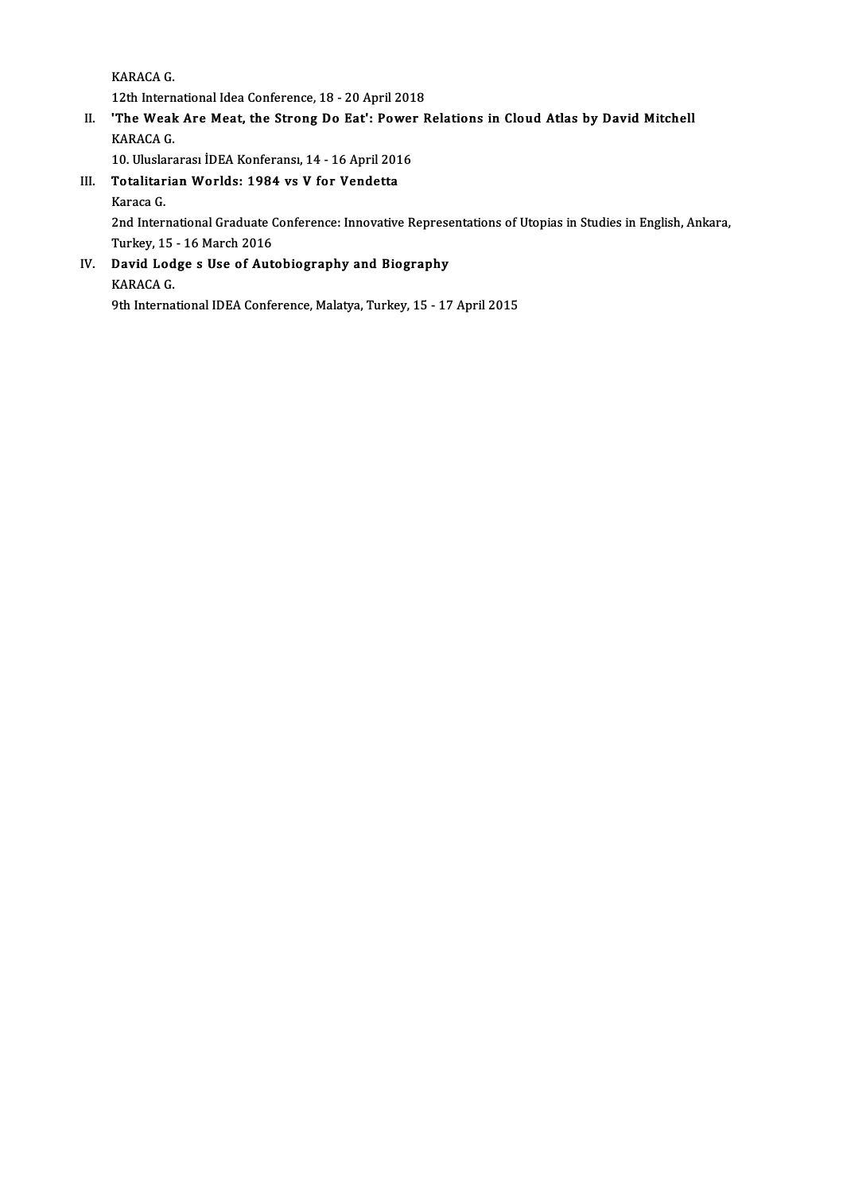KARACA G.

12th International Idea Conference, 18 - 20 April 2018

II. **'The Weak Are Meat, the Strong Do Eat': Power Relations in Cloud Atlas by David Mitchell**
KARACA G.
10. Uluslararası İDEA Konferansı, 14 - 16 April 2016

III. **Totalitarian Worlds: 1984 vs V for Vendetta**
Karaca G.
2nd International Graduate Conference: Innovative Representations of Utopias in Studies in English, Ankara, Turkey, 15 - 16 March 2016

IV. **David Lodge s Use of Autobiography and Biography**
KARACA G.
9th International IDEA Conference, Malatya, Turkey, 15 - 17 April 2015